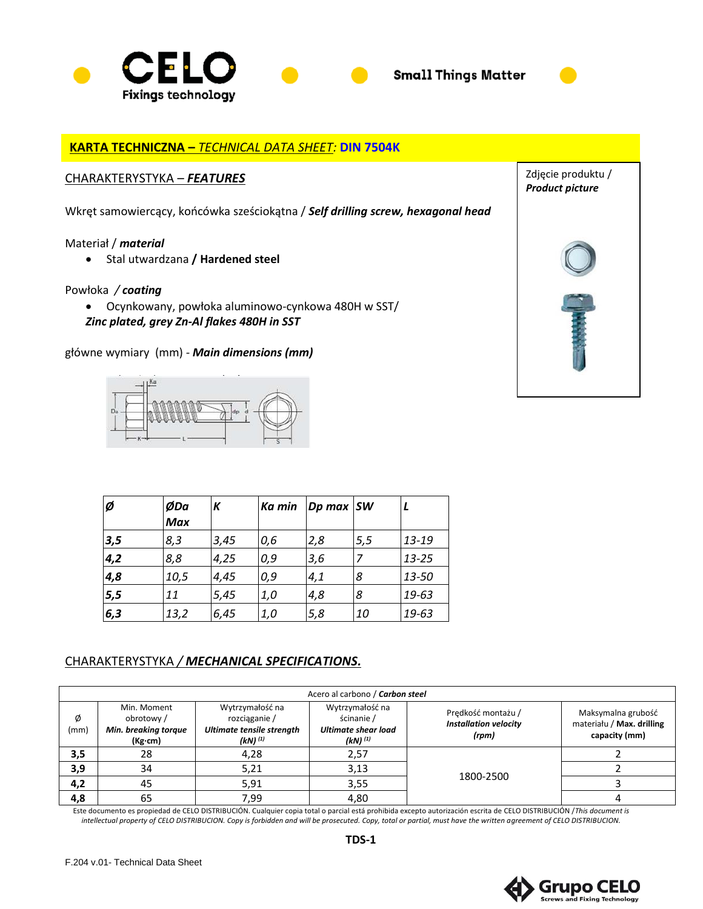**CELO** Fixings technology — Small Things Matter

## KARTA TECHNICZNA – *TECHNICAL DATA SHEET*: DIN 7504K

### CHARAKTERYSTYKA – *FEATURES*

Zdjęcie produktu / ***Product picture***

Wkręt samowiercący, końcówka sześciokątna / ***Self drilling screw, hexagonal head***

Materiał / ***material***

- Stal utwardzana **/ Hardened steel**

Powłoka / ***coating***

- Ocynkowany, powłoka aluminowo-cynkowa 480H w SST/ ***Zinc plated, grey Zn-Al flakes 480H in SST***

główne wymiary (mm) - ***Main dimensions (mm)***

| Ø | ØDa Max | K | Ka min | Dp max | SW | L |
|---|---|---|---|---|---|---|
| 3,5 | 8,3 | 3,45 | 0,6 | 2,8 | 5,5 | 13-19 |
| 4,2 | 8,8 | 4,25 | 0,9 | 3,6 | 7 | 13-25 |
| 4,8 | 10,5 | 4,45 | 0,9 | 4,1 | 8 | 13-50 |
| 5,5 | 11 | 5,45 | 1,0 | 4,8 | 8 | 19-63 |
| 6,3 | 13,2 | 6,45 | 1,0 | 5,8 | 10 | 19-63 |

### CHARAKTERYSTYKA / ***MECHANICAL SPECIFICATIONS.***

| Acero al carbono / ***Carbon steel*** | | | | | |
|---|---|---|---|---|---|
| Ø (mm) | Min. Moment obrotowy / ***Min. breaking torque*** **(Kg·cm)** | Wytrzymałość na rozciąganie / ***Ultimate tensile strength (kN)*** [(1)] | Wytrzymałość na ścinanie / ***Ultimate shear load (kN)*** [(1)] | Prędkość montażu / ***Installation velocity (rpm)*** | Maksymalna grubość materiału / **Max. drilling capacity (mm)** |
| **3,5** | 28 | 4,28 | 2,57 | 1800-2500 | 2 |
| **3,9** | 34 | 5,21 | 3,13 | | 2 |
| **4,2** | 45 | 5,91 | 3,55 | | 3 |
| **4,8** | 65 | 7,99 | 4,80 | | 4 |

Este documento es propiedad de CELO DISTRIBUCIÓN. Cualquier copia total o parcial está prohibida excepto autorización escrita de CELO DISTRIBUCIÓN /*This document is intellectual property of CELO DISTRIBUCION. Copy is forbidden and will be prosecuted. Copy, total or partial, must have the written agreement of CELO DISTRIBUCION.*

**TDS-1**

F.204 v.01- Technical Data Sheet

Grupo CELO — Screws and Fixing Technology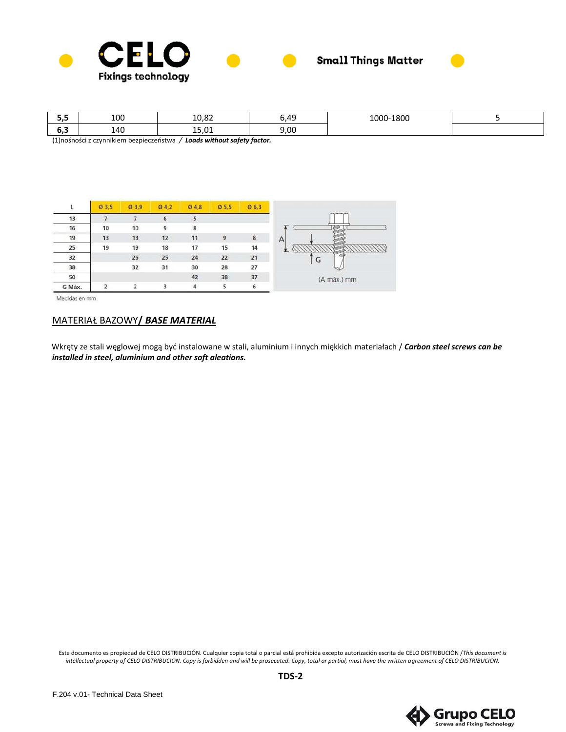| | | | | | |
|---|---|---|---|---|---|
| **5,5** | 100 | 10,82 | 6,49 | 1000-1800 | 5 |
| **6,3** | 140 | 15,01 | 9,00 | | |

(1)nośności z czynnikiem bezpieczeństwa / ***Loads without safety factor.***

| L | Ø 3,5 | Ø 3,9 | Ø 4,2 | Ø 4,8 | Ø 5,5 | Ø 6,3 |
|---|---|---|---|---|---|---|
| 13 | 7 | 7 | 6 | 5 | | |
| 16 | 10 | 10 | 9 | 8 | | |
| 19 | 13 | 13 | 12 | 11 | 9 | 8 |
| 25 | 19 | 19 | 18 | 17 | 15 | 14 |
| 32 | | 26 | 25 | 24 | 22 | 21 |
| 38 | | 32 | 31 | 30 | 28 | 27 |
| 50 | | | | 42 | 38 | 37 |
| G Máx. | 2 | 2 | 3 | 4 | 5 | 6 |

Medidas en mm.

A

G

(A máx.) mm

## MATERIAŁ BAZOWY/ ***BASE MATERIAL***

Wkręty ze stali węglowej mogą być instalowane w stali, aluminium i innych miękkich materiałach / ***Carbon steel screws can be installed in steel, aluminium and other soft aleations.***

Este documento es propiedad de CELO DISTRIBUCIÓN. Cualquier copia total o parcial está prohibida excepto autorización escrita de CELO DISTRIBUCIÓN /*This document is intellectual property of CELO DISTRIBUCION. Copy is forbidden and will be prosecuted. Copy, total or partial, must have the written agreement of CELO DISTRIBUCION.*